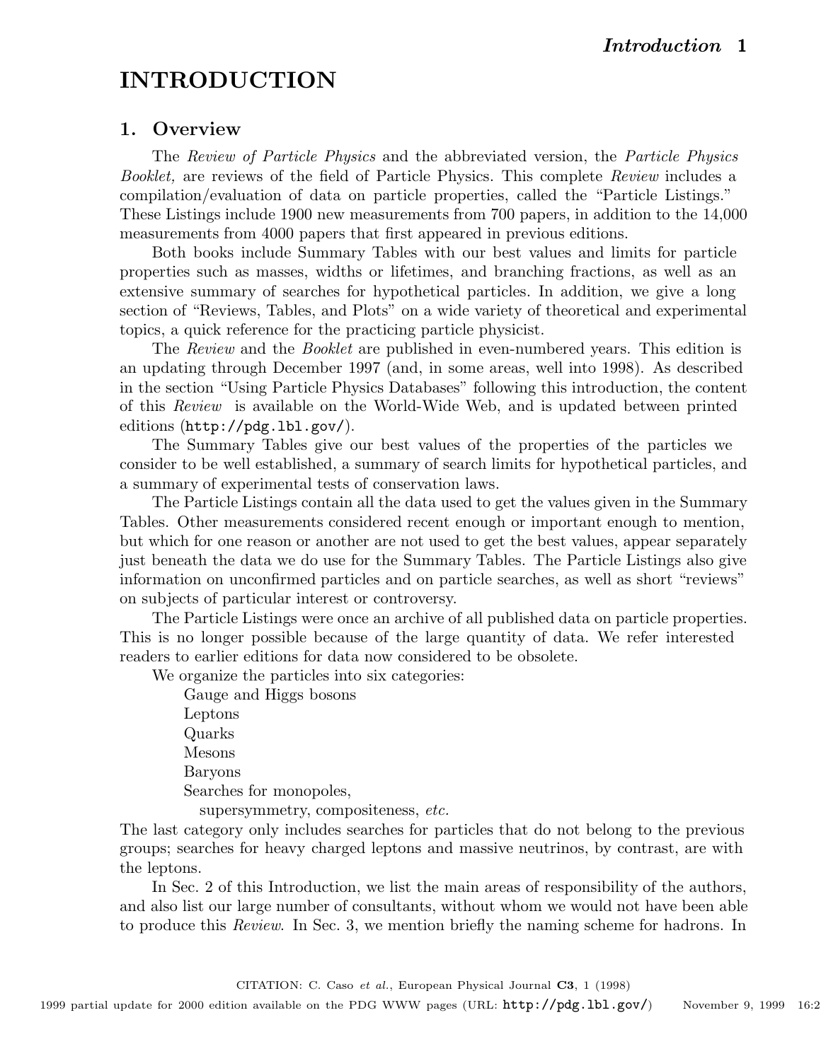# INTRODUCTION

## 1. Overview

The *Review of Particle Physics* and the abbreviated version, the *Particle Physics Booklet,* are reviews of the field of Particle Physics. This complete *Review* includes a compilation/evaluation of data on particle properties, called the "Particle Listings." These Listings include 1900 new measurements from 700 papers, in addition to the 14,000 measurements from 4000 papers that first appeared in previous editions.

Both books include Summary Tables with our best values and limits for particle properties such as masses, widths or lifetimes, and branching fractions, as well as an extensive summary of searches for hypothetical particles. In addition, we give a long section of "Reviews, Tables, and Plots" on a wide variety of theoretical and experimental topics, a quick reference for the practicing particle physicist.

The *Review* and the *Booklet* are published in even-numbered years. This edition is an updating through December 1997 (and, in some areas, well into 1998). As described in the section "Using Particle Physics Databases" following this introduction, the content of this *Review* is available on the World-Wide Web, and is updated between printed editions (`http://pdg.lbl.gov/`).

The Summary Tables give our best values of the properties of the particles we consider to be well established, a summary of search limits for hypothetical particles, and a summary of experimental tests of conservation laws.

The Particle Listings contain all the data used to get the values given in the Summary Tables. Other measurements considered recent enough or important enough to mention, but which for one reason or another are not used to get the best values, appear separately just beneath the data we do use for the Summary Tables. The Particle Listings also give information on unconfirmed particles and on particle searches, as well as short "reviews" on subjects of particular interest or controversy.

The Particle Listings were once an archive of all published data on particle properties. This is no longer possible because of the large quantity of data. We refer interested readers to earlier editions for data now considered to be obsolete.

We organize the particles into six categories:

- Gauge and Higgs bosons
- Leptons
- Quarks
- Mesons
- Baryons
- Searches for monopoles, supersymmetry, compositeness, *etc.*

The last category only includes searches for particles that do not belong to the previous groups; searches for heavy charged leptons and massive neutrinos, by contrast, are with the leptons.

In Sec. 2 of this Introduction, we list the main areas of responsibility of the authors, and also list our large number of consultants, without whom we would not have been able to produce this *Review*. In Sec. 3, we mention briefly the naming scheme for hadrons. In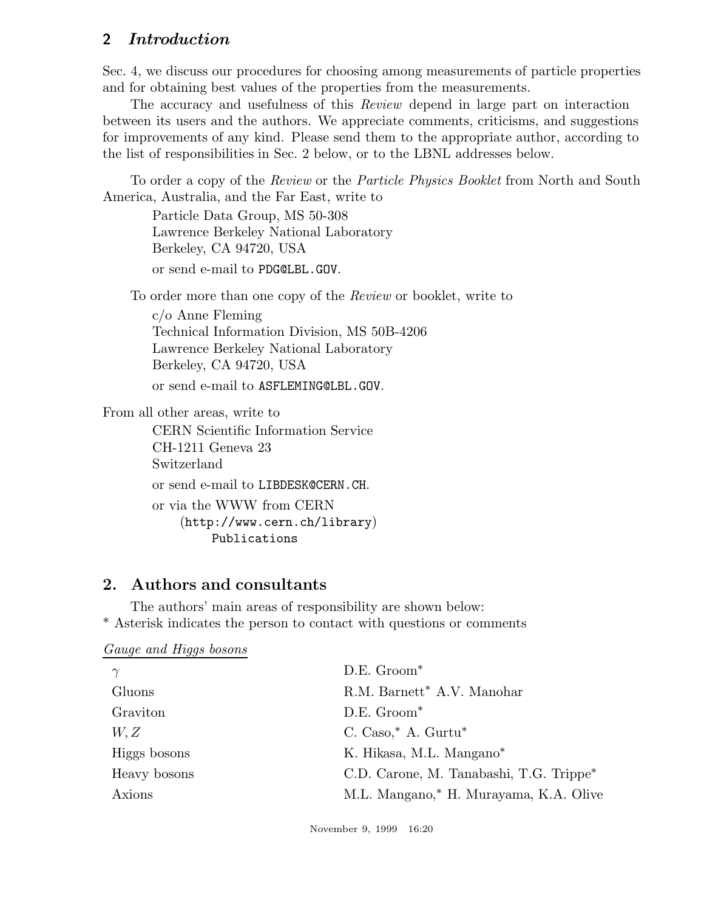Sec. 4, we discuss our procedures for choosing among measurements of particle properties and for obtaining best values of the properties from the measurements.

The accuracy and usefulness of this *Review* depend in large part on interaction between its users and the authors. We appreciate comments, criticisms, and suggestions for improvements of any kind. Please send them to the appropriate author, according to the list of responsibilities in Sec. 2 below, or to the LBNL addresses below.

To order a copy of the *Review* or the *Particle Physics Booklet* from North and South America, Australia, and the Far East, write to

Particle Data Group, MS 50-308
Lawrence Berkeley National Laboratory
Berkeley, CA 94720, USA

or send e-mail to `PDG@LBL.GOV`.

To order more than one copy of the *Review* or booklet, write to

c/o Anne Fleming
Technical Information Division, MS 50B-4206
Lawrence Berkeley National Laboratory
Berkeley, CA 94720, USA

or send e-mail to `ASFLEMING@LBL.GOV`.

From all other areas, write to

CERN Scientific Information Service
CH-1211 Geneva 23
Switzerland

or send e-mail to `LIBDESK@CERN.CH`.

or via the WWW from CERN
(`http://www.cern.ch/library`)
`Publications`

## 2. Authors and consultants

The authors' main areas of responsibility are shown below:
* Asterisk indicates the person to contact with questions or comments

*Gauge and Higgs bosons*

| | |
|---|---|
| $\gamma$ | D.E. Groom* |
| Gluons | R.M. Barnett* A.V. Manohar |
| Graviton | D.E. Groom* |
| $W, Z$ | C. Caso,* A. Gurtu* |
| Higgs bosons | K. Hikasa, M.L. Mangano* |
| Heavy bosons | C.D. Carone, M. Tanabashi, T.G. Trippe* |
| Axions | M.L. Mangano,* H. Murayama, K.A. Olive |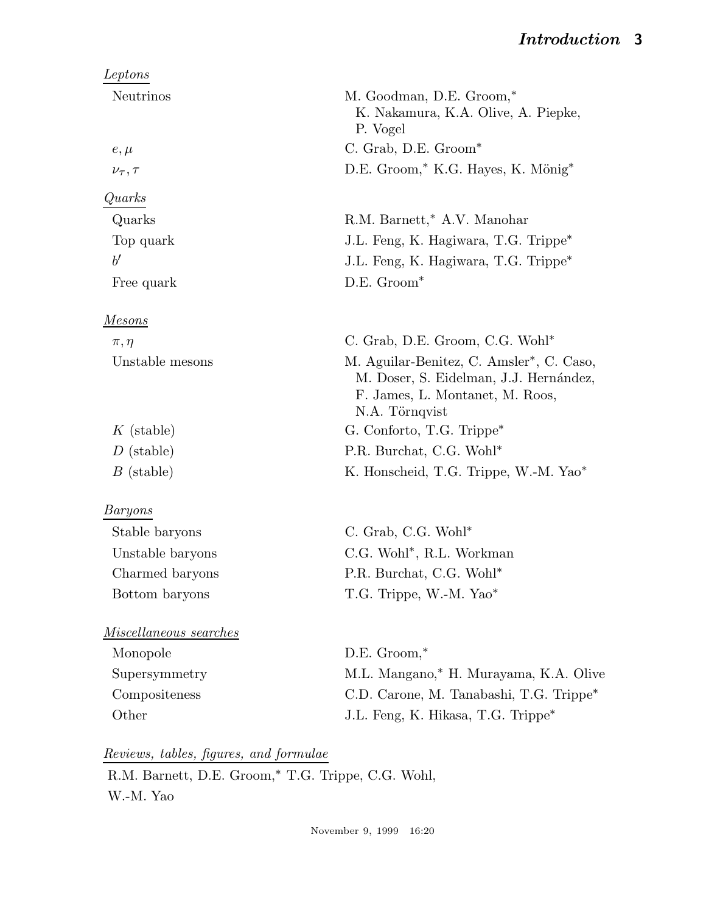*Leptons*

| | |
|---|---|
| Neutrinos | M. Goodman, D.E. Groom,* K. Nakamura, K.A. Olive, A. Piepke, P. Vogel |
| $e, \mu$ | C. Grab, D.E. Groom* |
| $\nu_\tau, \tau$ | D.E. Groom,* K.G. Hayes, K. Mönig* |

*Quarks*

| | |
|---|---|
| Quarks | R.M. Barnett,* A.V. Manohar |
| Top quark | J.L. Feng, K. Hagiwara, T.G. Trippe* |
| $b'$ | J.L. Feng, K. Hagiwara, T.G. Trippe* |
| Free quark | D.E. Groom* |

*Mesons*

| | |
|---|---|
| $\pi, \eta$ | C. Grab, D.E. Groom, C.G. Wohl* |
| Unstable mesons | M. Aguilar-Benitez, C. Amsler*, C. Caso, M. Doser, S. Eidelman, J.J. Hernández, F. James, L. Montanet, M. Roos, N.A. Törnqvist |
| $K$ (stable) | G. Conforto, T.G. Trippe* |
| $D$ (stable) | P.R. Burchat, C.G. Wohl* |
| $B$ (stable) | K. Honscheid, T.G. Trippe, W.-M. Yao* |

*Baryons*

| | |
|---|---|
| Stable baryons | C. Grab, C.G. Wohl* |
| Unstable baryons | C.G. Wohl*, R.L. Workman |
| Charmed baryons | P.R. Burchat, C.G. Wohl* |
| Bottom baryons | T.G. Trippe, W.-M. Yao* |

*Miscellaneous searches*

| | |
|---|---|
| Monopole | D.E. Groom,* |
| Supersymmetry | M.L. Mangano,* H. Murayama, K.A. Olive |
| Compositeness | C.D. Carone, M. Tanabashi, T.G. Trippe* |
| Other | J.L. Feng, K. Hikasa, T.G. Trippe* |

*Reviews, tables, figures, and formulae*

R.M. Barnett, D.E. Groom,* T.G. Trippe, C.G. Wohl, W.-M. Yao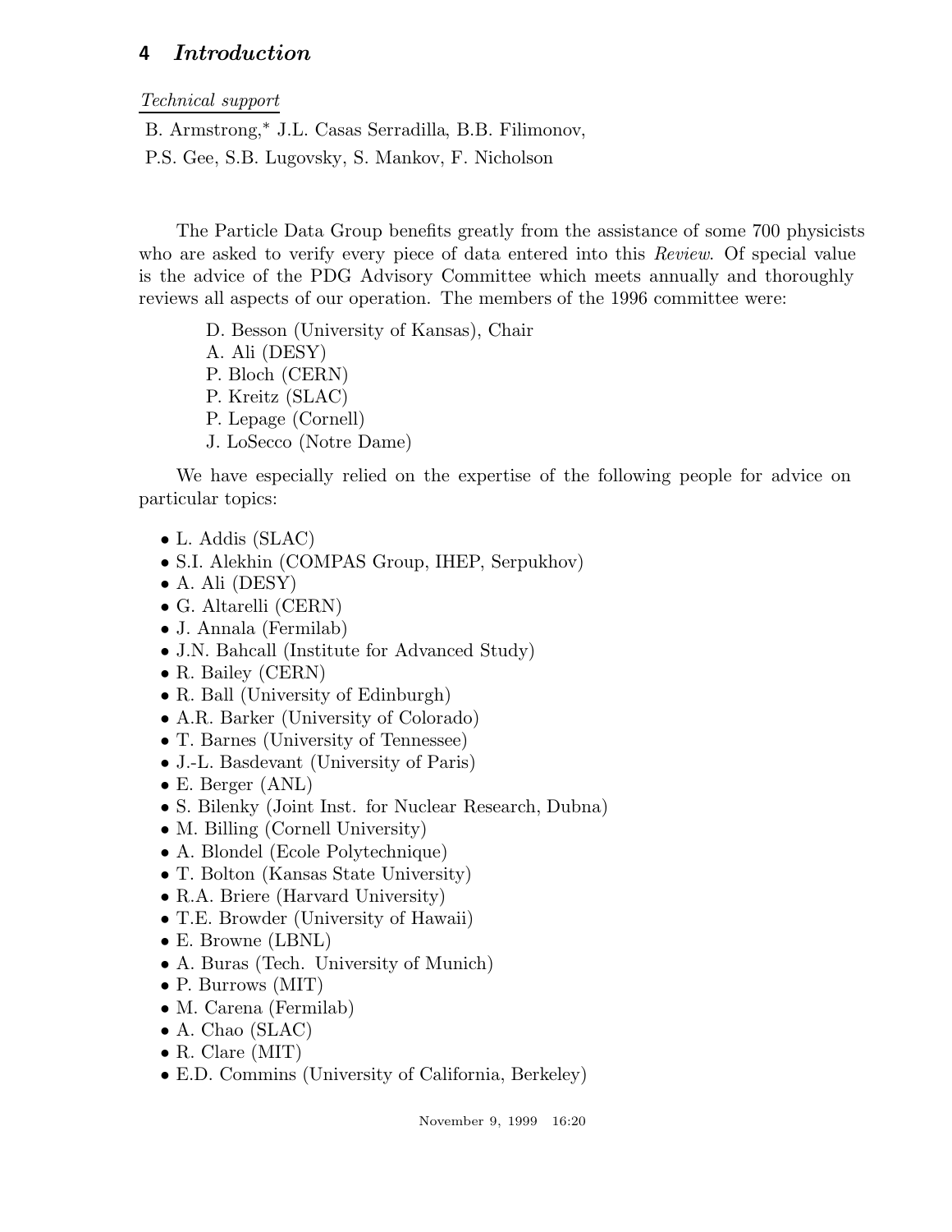*Technical support*

B. Armstrong,* J.L. Casas Serradilla, B.B. Filimonov,
P.S. Gee, S.B. Lugovsky, S. Mankov, F. Nicholson

The Particle Data Group benefits greatly from the assistance of some 700 physicists who are asked to verify every piece of data entered into this *Review*. Of special value is the advice of the PDG Advisory Committee which meets annually and thoroughly reviews all aspects of our operation. The members of the 1996 committee were:

D. Besson (University of Kansas), Chair
A. Ali (DESY)
P. Bloch (CERN)
P. Kreitz (SLAC)
P. Lepage (Cornell)
J. LoSecco (Notre Dame)

We have especially relied on the expertise of the following people for advice on particular topics:

- L. Addis (SLAC)
- S.I. Alekhin (COMPAS Group, IHEP, Serpukhov)
- A. Ali (DESY)
- G. Altarelli (CERN)
- J. Annala (Fermilab)
- J.N. Bahcall (Institute for Advanced Study)
- R. Bailey (CERN)
- R. Ball (University of Edinburgh)
- A.R. Barker (University of Colorado)
- T. Barnes (University of Tennessee)
- J.-L. Basdevant (University of Paris)
- E. Berger (ANL)
- S. Bilenky (Joint Inst. for Nuclear Research, Dubna)
- M. Billing (Cornell University)
- A. Blondel (Ecole Polytechnique)
- T. Bolton (Kansas State University)
- R.A. Briere (Harvard University)
- T.E. Browder (University of Hawaii)
- E. Browne (LBNL)
- A. Buras (Tech. University of Munich)
- P. Burrows (MIT)
- M. Carena (Fermilab)
- A. Chao (SLAC)
- R. Clare (MIT)
- E.D. Commins (University of California, Berkeley)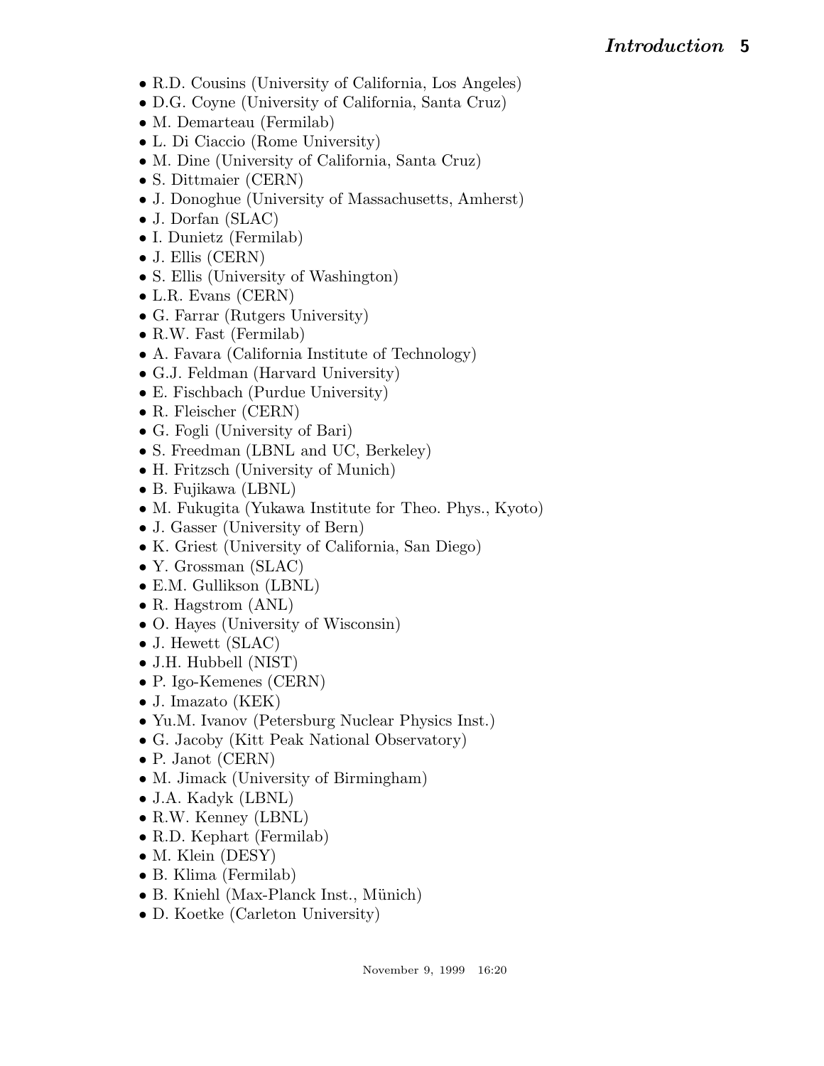- R.D. Cousins (University of California, Los Angeles)
- D.G. Coyne (University of California, Santa Cruz)
- M. Demarteau (Fermilab)
- L. Di Ciaccio (Rome University)
- M. Dine (University of California, Santa Cruz)
- S. Dittmaier (CERN)
- J. Donoghue (University of Massachusetts, Amherst)
- J. Dorfan (SLAC)
- I. Dunietz (Fermilab)
- J. Ellis (CERN)
- S. Ellis (University of Washington)
- L.R. Evans (CERN)
- G. Farrar (Rutgers University)
- R.W. Fast (Fermilab)
- A. Favara (California Institute of Technology)
- G.J. Feldman (Harvard University)
- E. Fischbach (Purdue University)
- R. Fleischer (CERN)
- G. Fogli (University of Bari)
- S. Freedman (LBNL and UC, Berkeley)
- H. Fritzsch (University of Munich)
- B. Fujikawa (LBNL)
- M. Fukugita (Yukawa Institute for Theo. Phys., Kyoto)
- J. Gasser (University of Bern)
- K. Griest (University of California, San Diego)
- Y. Grossman (SLAC)
- E.M. Gullikson (LBNL)
- R. Hagstrom (ANL)
- O. Hayes (University of Wisconsin)
- J. Hewett (SLAC)
- J.H. Hubbell (NIST)
- P. Igo-Kemenes (CERN)
- J. Imazato (KEK)
- Yu.M. Ivanov (Petersburg Nuclear Physics Inst.)
- G. Jacoby (Kitt Peak National Observatory)
- P. Janot (CERN)
- M. Jimack (University of Birmingham)
- J.A. Kadyk (LBNL)
- R.W. Kenney (LBNL)
- R.D. Kephart (Fermilab)
- M. Klein (DESY)
- B. Klima (Fermilab)
- B. Kniehl (Max-Planck Inst., Münich)
- D. Koetke (Carleton University)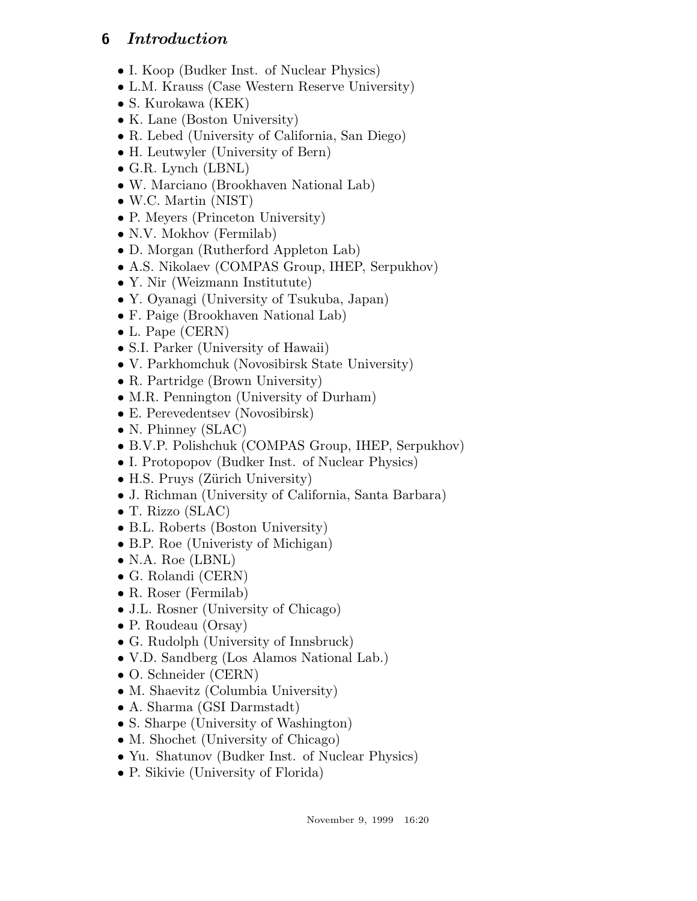- I. Koop (Budker Inst. of Nuclear Physics)
- L.M. Krauss (Case Western Reserve University)
- S. Kurokawa (KEK)
- K. Lane (Boston University)
- R. Lebed (University of California, San Diego)
- H. Leutwyler (University of Bern)
- G.R. Lynch (LBNL)
- W. Marciano (Brookhaven National Lab)
- W.C. Martin (NIST)
- P. Meyers (Princeton University)
- N.V. Mokhov (Fermilab)
- D. Morgan (Rutherford Appleton Lab)
- A.S. Nikolaev (COMPAS Group, IHEP, Serpukhov)
- Y. Nir (Weizmann Institutute)
- Y. Oyanagi (University of Tsukuba, Japan)
- F. Paige (Brookhaven National Lab)
- L. Pape (CERN)
- S.I. Parker (University of Hawaii)
- V. Parkhomchuk (Novosibirsk State University)
- R. Partridge (Brown University)
- M.R. Pennington (University of Durham)
- E. Perevedentsev (Novosibirsk)
- N. Phinney (SLAC)
- B.V.P. Polishchuk (COMPAS Group, IHEP, Serpukhov)
- I. Protopopov (Budker Inst. of Nuclear Physics)
- H.S. Pruys (Zürich University)
- J. Richman (University of California, Santa Barbara)
- T. Rizzo (SLAC)
- B.L. Roberts (Boston University)
- B.P. Roe (Univeristy of Michigan)
- N.A. Roe (LBNL)
- G. Rolandi (CERN)
- R. Roser (Fermilab)
- J.L. Rosner (University of Chicago)
- P. Roudeau (Orsay)
- G. Rudolph (University of Innsbruck)
- V.D. Sandberg (Los Alamos National Lab.)
- O. Schneider (CERN)
- M. Shaevitz (Columbia University)
- A. Sharma (GSI Darmstadt)
- S. Sharpe (University of Washington)
- M. Shochet (University of Chicago)
- Yu. Shatunov (Budker Inst. of Nuclear Physics)
- P. Sikivie (University of Florida)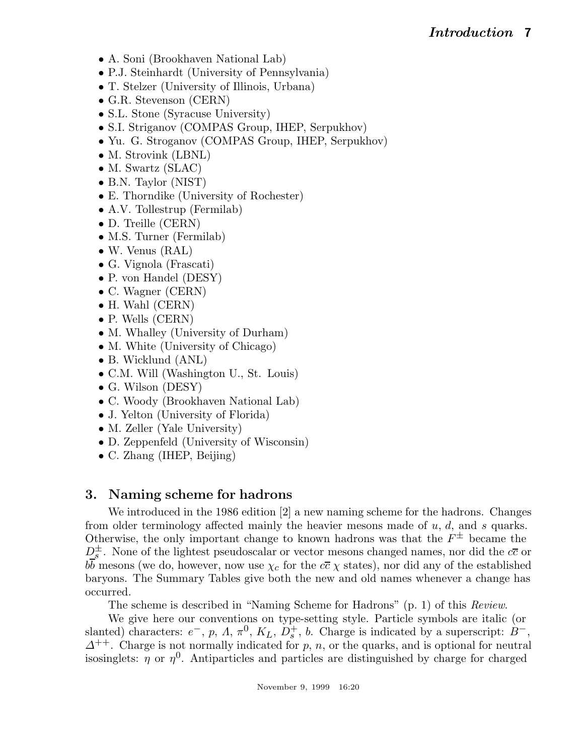- A. Soni (Brookhaven National Lab)
- P.J. Steinhardt (University of Pennsylvania)
- T. Stelzer (University of Illinois, Urbana)
- G.R. Stevenson (CERN)
- S.L. Stone (Syracuse University)
- S.I. Striganov (COMPAS Group, IHEP, Serpukhov)
- Yu. G. Stroganov (COMPAS Group, IHEP, Serpukhov)
- M. Strovink (LBNL)
- M. Swartz (SLAC)
- B.N. Taylor (NIST)
- E. Thorndike (University of Rochester)
- A.V. Tollestrup (Fermilab)
- D. Treille (CERN)
- M.S. Turner (Fermilab)
- W. Venus (RAL)
- G. Vignola (Frascati)
- P. von Handel (DESY)
- C. Wagner (CERN)
- H. Wahl (CERN)
- P. Wells (CERN)
- M. Whalley (University of Durham)
- M. White (University of Chicago)
- B. Wicklund (ANL)
- C.M. Will (Washington U., St. Louis)
- G. Wilson (DESY)
- C. Woody (Brookhaven National Lab)
- J. Yelton (University of Florida)
- M. Zeller (Yale University)
- D. Zeppenfeld (University of Wisconsin)
- C. Zhang (IHEP, Beijing)

## 3. Naming scheme for hadrons

We introduced in the 1986 edition [2] a new naming scheme for the hadrons. Changes from older terminology affected mainly the heavier mesons made of $u$, $d$, and $s$ quarks. Otherwise, the only important change to known hadrons was that the $F^{\pm}$ became the $D_s^{\pm}$. None of the lightest pseudoscalar or vector mesons changed names, nor did the $c\overline{c}$ or $b\overline{b}$ mesons (we do, however, now use $\chi_c$ for the $c\overline{c}$ $\chi$ states), nor did any of the established baryons. The Summary Tables give both the new and old names whenever a change has occurred.

The scheme is described in "Naming Scheme for Hadrons" (p. 1) of this *Review*.

We give here our conventions on type-setting style. Particle symbols are italic (or slanted) characters: $e^-$, $p$, $\Lambda$, $\pi^0$, $K_L$, $D_s^+$, $b$. Charge is indicated by a superscript: $B^-$, $\Delta^{++}$. Charge is not normally indicated for $p$, $n$, or the quarks, and is optional for neutral isosinglets: $\eta$ or $\eta^0$. Antiparticles and particles are distinguished by charge for charged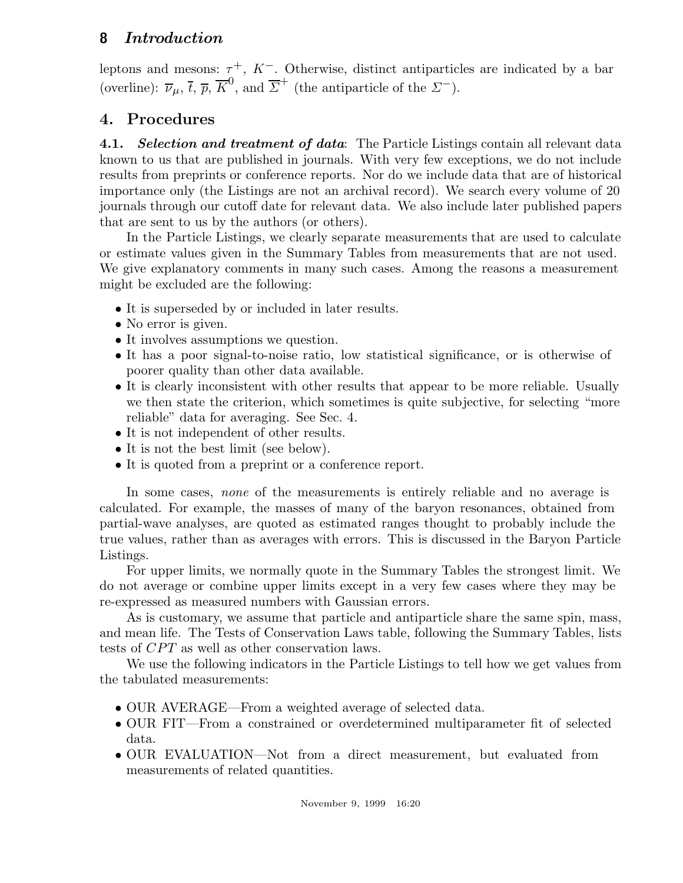leptons and mesons: $\tau^+$, $K^-$. Otherwise, distinct antiparticles are indicated by a bar (overline): $\overline{\nu}_\mu$, $\overline{t}$, $\overline{p}$, $\overline{K}^0$, and $\overline{\Sigma}^+$ (the antiparticle of the $\Sigma^-$).

## 4. Procedures

**4.1.** ***Selection and treatment of data***: The Particle Listings contain all relevant data known to us that are published in journals. With very few exceptions, we do not include results from preprints or conference reports. Nor do we include data that are of historical importance only (the Listings are not an archival record). We search every volume of 20 journals through our cutoff date for relevant data. We also include later published papers that are sent to us by the authors (or others).

In the Particle Listings, we clearly separate measurements that are used to calculate or estimate values given in the Summary Tables from measurements that are not used. We give explanatory comments in many such cases. Among the reasons a measurement might be excluded are the following:

- It is superseded by or included in later results.
- No error is given.
- It involves assumptions we question.
- It has a poor signal-to-noise ratio, low statistical significance, or is otherwise of poorer quality than other data available.
- It is clearly inconsistent with other results that appear to be more reliable. Usually we then state the criterion, which sometimes is quite subjective, for selecting "more reliable" data for averaging. See Sec. 4.
- It is not independent of other results.
- It is not the best limit (see below).
- It is quoted from a preprint or a conference report.

In some cases, *none* of the measurements is entirely reliable and no average is calculated. For example, the masses of many of the baryon resonances, obtained from partial-wave analyses, are quoted as estimated ranges thought to probably include the true values, rather than as averages with errors. This is discussed in the Baryon Particle Listings.

For upper limits, we normally quote in the Summary Tables the strongest limit. We do not average or combine upper limits except in a very few cases where they may be re-expressed as measured numbers with Gaussian errors.

As is customary, we assume that particle and antiparticle share the same spin, mass, and mean life. The Tests of Conservation Laws table, following the Summary Tables, lists tests of $CPT$ as well as other conservation laws.

We use the following indicators in the Particle Listings to tell how we get values from the tabulated measurements:

- OUR AVERAGE—From a weighted average of selected data.
- OUR FIT—From a constrained or overdetermined multiparameter fit of selected data.
- OUR EVALUATION—Not from a direct measurement, but evaluated from measurements of related quantities.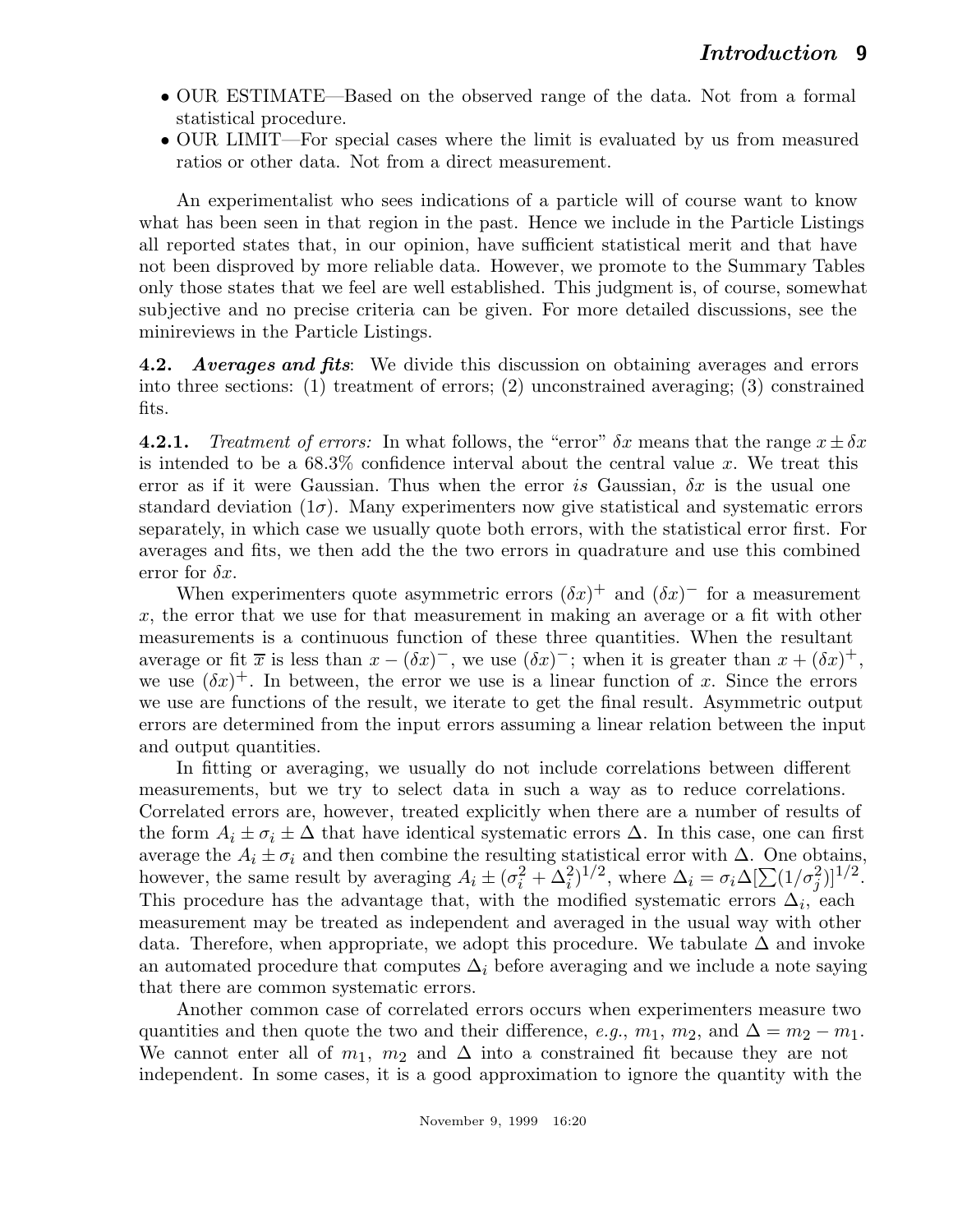- OUR ESTIMATE—Based on the observed range of the data. Not from a formal statistical procedure.
- OUR LIMIT—For special cases where the limit is evaluated by us from measured ratios or other data. Not from a direct measurement.

An experimentalist who sees indications of a particle will of course want to know what has been seen in that region in the past. Hence we include in the Particle Listings all reported states that, in our opinion, have sufficient statistical merit and that have not been disproved by more reliable data. However, we promote to the Summary Tables only those states that we feel are well established. This judgment is, of course, somewhat subjective and no precise criteria can be given. For more detailed discussions, see the minireviews in the Particle Listings.

**4.2.** ***Averages and fits***: We divide this discussion on obtaining averages and errors into three sections: (1) treatment of errors; (2) unconstrained averaging; (3) constrained fits.

**4.2.1.** *Treatment of errors:* In what follows, the "error" $\delta x$ means that the range $x \pm \delta x$ is intended to be a 68.3% confidence interval about the central value $x$. We treat this error as if it were Gaussian. Thus when the error *is* Gaussian, $\delta x$ is the usual one standard deviation ($1\sigma$). Many experimenters now give statistical and systematic errors separately, in which case we usually quote both errors, with the statistical error first. For averages and fits, we then add the the two errors in quadrature and use this combined error for $\delta x$.

When experimenters quote asymmetric errors $(\delta x)^{+}$ and $(\delta x)^{-}$ for a measurement $x$, the error that we use for that measurement in making an average or a fit with other measurements is a continuous function of these three quantities. When the resultant average or fit $\overline{x}$ is less than $x - (\delta x)^{-}$, we use $(\delta x)^{-}$; when it is greater than $x + (\delta x)^{+}$, we use $(\delta x)^{+}$. In between, the error we use is a linear function of $x$. Since the errors we use are functions of the result, we iterate to get the final result. Asymmetric output errors are determined from the input errors assuming a linear relation between the input and output quantities.

In fitting or averaging, we usually do not include correlations between different measurements, but we try to select data in such a way as to reduce correlations. Correlated errors are, however, treated explicitly when there are a number of results of the form $A_i \pm \sigma_i \pm \Delta$ that have identical systematic errors $\Delta$. In this case, one can first average the $A_i \pm \sigma_i$ and then combine the resulting statistical error with $\Delta$. One obtains, however, the same result by averaging $A_i \pm (\sigma_i^2 + \Delta_i^2)^{1/2}$, where $\Delta_i = \sigma_i \Delta [\sum (1/\sigma_j^2)]^{1/2}$. This procedure has the advantage that, with the modified systematic errors $\Delta_i$, each measurement may be treated as independent and averaged in the usual way with other data. Therefore, when appropriate, we adopt this procedure. We tabulate $\Delta$ and invoke an automated procedure that computes $\Delta_i$ before averaging and we include a note saying that there are common systematic errors.

Another common case of correlated errors occurs when experimenters measure two quantities and then quote the two and their difference, *e.g.*, $m_1$, $m_2$, and $\Delta = m_2 - m_1$. We cannot enter all of $m_1$, $m_2$ and $\Delta$ into a constrained fit because they are not independent. In some cases, it is a good approximation to ignore the quantity with the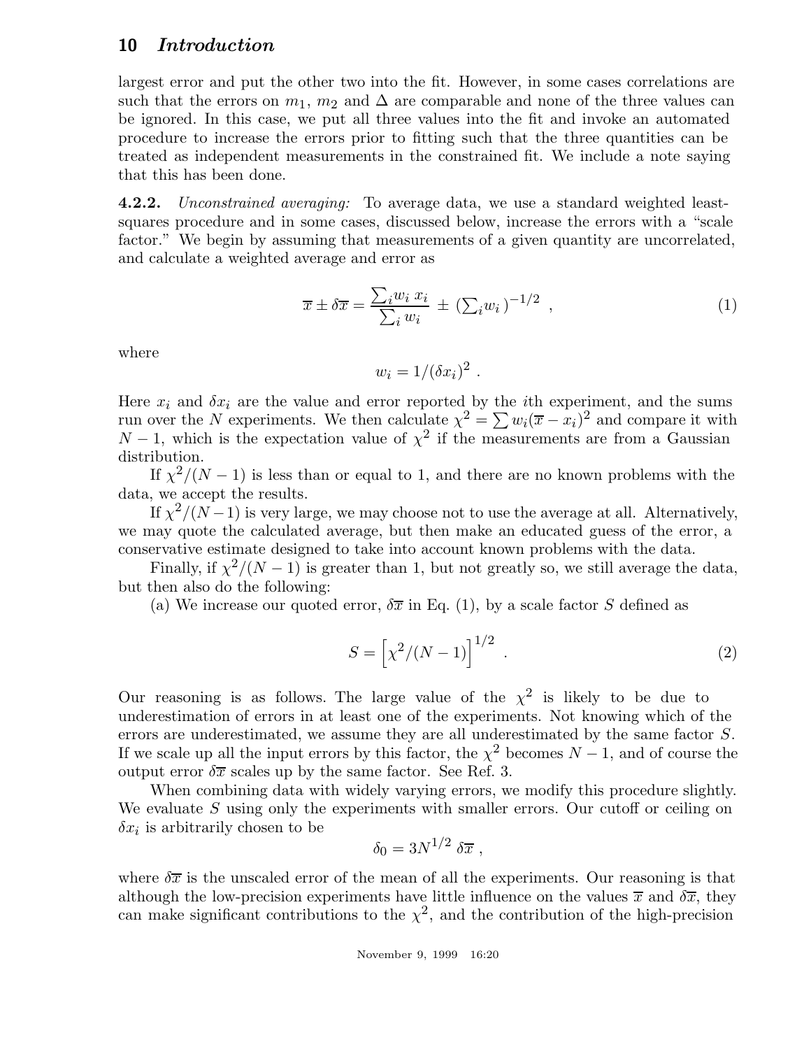largest error and put the other two into the fit. However, in some cases correlations are such that the errors on $m_1$, $m_2$ and $\Delta$ are comparable and none of the three values can be ignored. In this case, we put all three values into the fit and invoke an automated procedure to increase the errors prior to fitting such that the three quantities can be treated as independent measurements in the constrained fit. We include a note saying that this has been done.

**4.2.2.** *Unconstrained averaging:* To average data, we use a standard weighted least-squares procedure and in some cases, discussed below, increase the errors with a "scale factor." We begin by assuming that measurements of a given quantity are uncorrelated, and calculate a weighted average and error as

$$\overline{x} \pm \delta\overline{x} = \frac{\sum_i w_i \, x_i}{\sum_i w_i} \; \pm \; \left(\sum_i w_i\right)^{-1/2} \; , \tag{1}$$

where

$$w_i = 1/(\delta x_i)^2 \; .$$

Here $x_i$ and $\delta x_i$ are the value and error reported by the $i$th experiment, and the sums run over the $N$ experiments. We then calculate $\chi^2 = \sum w_i(\overline{x} - x_i)^2$ and compare it with $N - 1$, which is the expectation value of $\chi^2$ if the measurements are from a Gaussian distribution.

If $\chi^2/(N-1)$ is less than or equal to 1, and there are no known problems with the data, we accept the results.

If $\chi^2/(N-1)$ is very large, we may choose not to use the average at all. Alternatively, we may quote the calculated average, but then make an educated guess of the error, a conservative estimate designed to take into account known problems with the data.

Finally, if $\chi^2/(N-1)$ is greater than 1, but not greatly so, we still average the data, but then also do the following:

(a) We increase our quoted error, $\delta\overline{x}$ in Eq. (1), by a scale factor $S$ defined as

$$S = \left[\chi^2/(N-1)\right]^{1/2} \; . \tag{2}$$

Our reasoning is as follows. The large value of the $\chi^2$ is likely to be due to underestimation of errors in at least one of the experiments. Not knowing which of the errors are underestimated, we assume they are all underestimated by the same factor $S$. If we scale up all the input errors by this factor, the $\chi^2$ becomes $N - 1$, and of course the output error $\delta\overline{x}$ scales up by the same factor. See Ref. 3.

When combining data with widely varying errors, we modify this procedure slightly. We evaluate $S$ using only the experiments with smaller errors. Our cutoff or ceiling on $\delta x_i$ is arbitrarily chosen to be

$$\delta_0 = 3N^{1/2} \, \delta\overline{x} \; ,$$

where $\delta\overline{x}$ is the unscaled error of the mean of all the experiments. Our reasoning is that although the low-precision experiments have little influence on the values $\overline{x}$ and $\delta\overline{x}$, they can make significant contributions to the $\chi^2$, and the contribution of the high-precision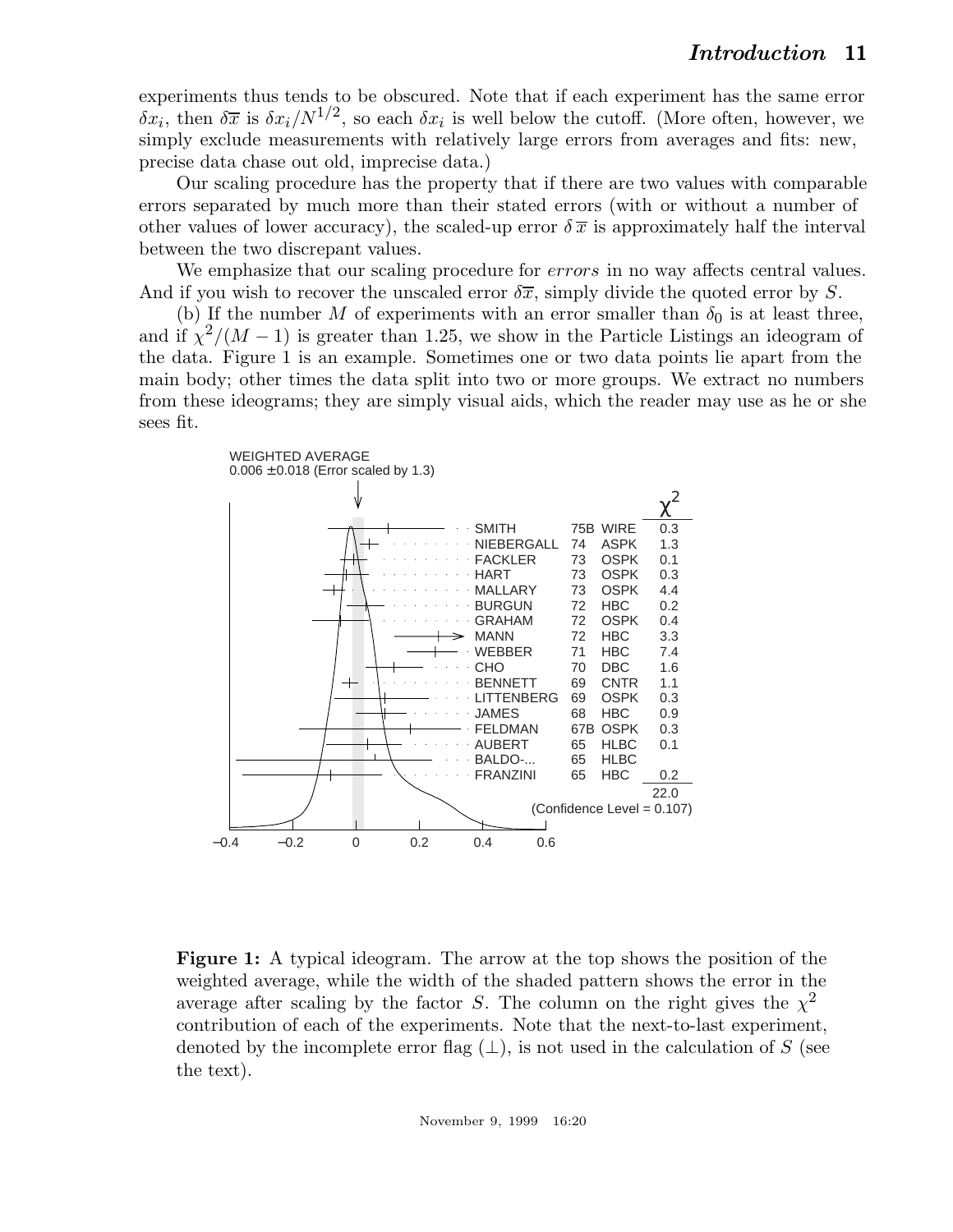experiments thus tends to be obscured. Note that if each experiment has the same error $\delta x_i$, then $\delta\overline{x}$ is $\delta x_i/N^{1/2}$, so each $\delta x_i$ is well below the cutoff. (More often, however, we simply exclude measurements with relatively large errors from averages and fits: new, precise data chase out old, imprecise data.)

Our scaling procedure has the property that if there are two values with comparable errors separated by much more than their stated errors (with or without a number of other values of lower accuracy), the scaled-up error $\delta\,\overline{x}$ is approximately half the interval between the two discrepant values.

We emphasize that our scaling procedure for *errors* in no way affects central values. And if you wish to recover the unscaled error $\delta\overline{x}$, simply divide the quoted error by $S$.

(b) If the number $M$ of experiments with an error smaller than $\delta_0$ is at least three, and if $\chi^2/(M-1)$ is greater than 1.25, we show in the Particle Listings an ideogram of the data. Figure 1 is an example. Sometimes one or two data points lie apart from the main body; other times the data split into two or more groups. We extract no numbers from these ideograms; they are simply visual aids, which the reader may use as he or she sees fit.

**Figure 1:** A typical ideogram. The arrow at the top shows the position of the weighted average, while the width of the shaded pattern shows the error in the average after scaling by the factor $S$. The column on the right gives the $\chi^2$ contribution of each of the experiments. Note that the next-to-last experiment, denoted by the incomplete error flag ($\perp$), is not used in the calculation of $S$ (see the text).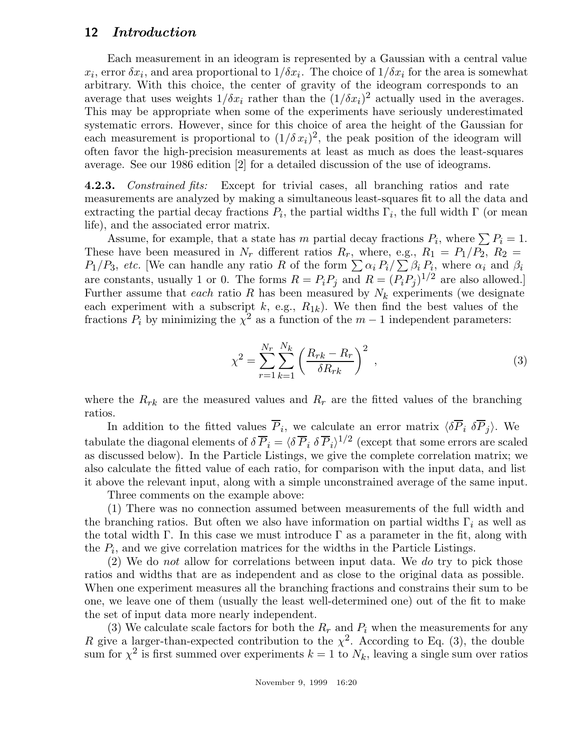Each measurement in an ideogram is represented by a Gaussian with a central value $x_i$, error $\delta x_i$, and area proportional to $1/\delta x_i$. The choice of $1/\delta x_i$ for the area is somewhat arbitrary. With this choice, the center of gravity of the ideogram corresponds to an average that uses weights $1/\delta x_i$ rather than the $(1/\delta x_i)^2$ actually used in the averages. This may be appropriate when some of the experiments have seriously underestimated systematic errors. However, since for this choice of area the height of the Gaussian for each measurement is proportional to $(1/\delta\, x_i)^2$, the peak position of the ideogram will often favor the high-precision measurements at least as much as does the least-squares average. See our 1986 edition [2] for a detailed discussion of the use of ideograms.

**4.2.3.** *Constrained fits:* Except for trivial cases, all branching ratios and rate measurements are analyzed by making a simultaneous least-squares fit to all the data and extracting the partial decay fractions $P_i$, the partial widths $\Gamma_i$, the full width $\Gamma$ (or mean life), and the associated error matrix.

Assume, for example, that a state has $m$ partial decay fractions $P_i$, where $\sum P_i = 1$. These have been measured in $N_r$ different ratios $R_r$, where, e.g., $R_1 = P_1/P_2$, $R_2 = P_1/P_3$, *etc.* [We can handle any ratio $R$ of the form $\sum \alpha_i P_i / \sum \beta_i P_i$, where $\alpha_i$ and $\beta_i$ are constants, usually 1 or 0. The forms $R = P_i P_j$ and $R = (P_i P_j)^{1/2}$ are also allowed.] Further assume that *each* ratio $R$ has been measured by $N_k$ experiments (we designate each experiment with a subscript $k$, e.g., $R_{1k}$). We then find the best values of the fractions $P_i$ by minimizing the $\chi^2$ as a function of the $m-1$ independent parameters:

$$\chi^2 = \sum_{r=1}^{N_r} \sum_{k=1}^{N_k} \left( \frac{R_{rk} - R_r}{\delta R_{rk}} \right)^2 , \tag{3}$$

where the $R_{rk}$ are the measured values and $R_r$ are the fitted values of the branching ratios.

In addition to the fitted values $\overline{P}_i$, we calculate an error matrix $\langle \delta\overline{P}_i\ \delta\overline{P}_j \rangle$. We tabulate the diagonal elements of $\delta\,\overline{P}_i = \langle \delta\,\overline{P}_i\ \delta\,\overline{P}_i \rangle^{1/2}$ (except that some errors are scaled as discussed below). In the Particle Listings, we give the complete correlation matrix; we also calculate the fitted value of each ratio, for comparison with the input data, and list it above the relevant input, along with a simple unconstrained average of the same input.

Three comments on the example above:

(1) There was no connection assumed between measurements of the full width and the branching ratios. But often we also have information on partial widths $\Gamma_i$ as well as the total width $\Gamma$. In this case we must introduce $\Gamma$ as a parameter in the fit, along with the $P_i$, and we give correlation matrices for the widths in the Particle Listings.

(2) We do *not* allow for correlations between input data. We *do* try to pick those ratios and widths that are as independent and as close to the original data as possible. When one experiment measures all the branching fractions and constrains their sum to be one, we leave one of them (usually the least well-determined one) out of the fit to make the set of input data more nearly independent.

(3) We calculate scale factors for both the $R_r$ and $P_i$ when the measurements for any $R$ give a larger-than-expected contribution to the $\chi^2$. According to Eq. (3), the double sum for $\chi^2$ is first summed over experiments $k = 1$ to $N_k$, leaving a single sum over ratios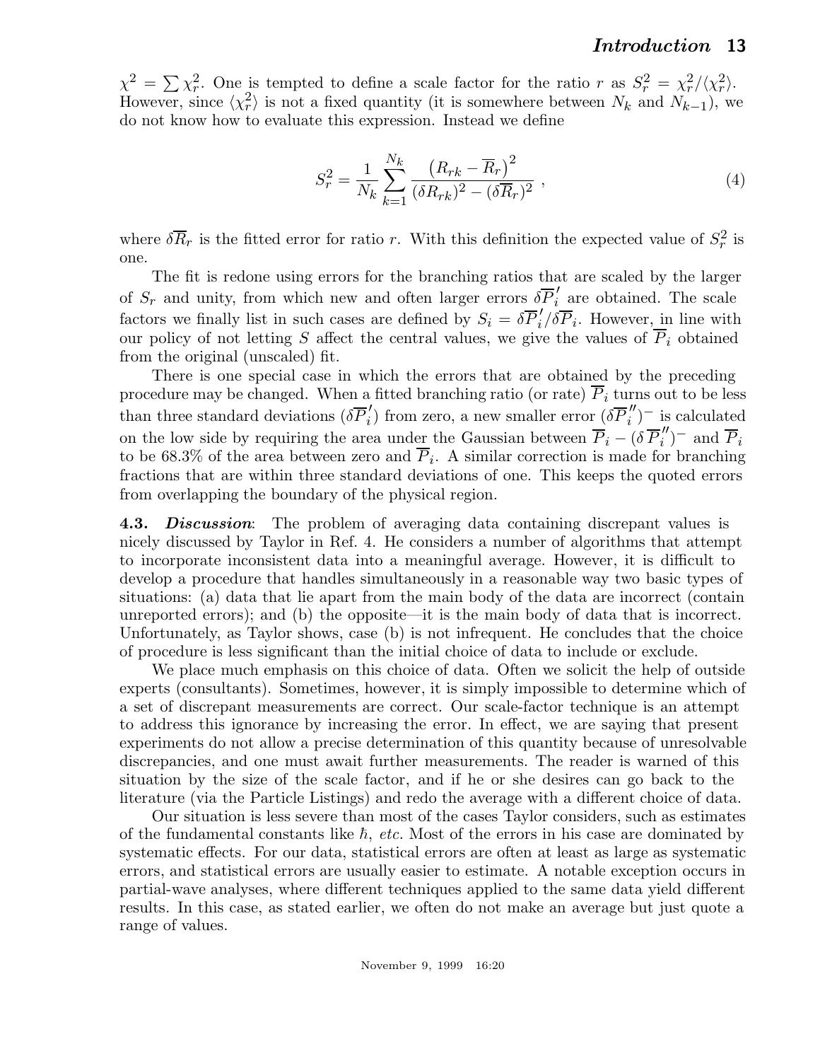$\chi^2 = \sum \chi_r^2$. One is tempted to define a scale factor for the ratio $r$ as $S_r^2 = \chi_r^2 / \langle \chi_r^2 \rangle$. However, since $\langle \chi_r^2 \rangle$ is not a fixed quantity (it is somewhere between $N_k$ and $N_{k-1}$), we do not know how to evaluate this expression. Instead we define

$$S_r^2 = \frac{1}{N_k} \sum_{k=1}^{N_k} \frac{\left(R_{rk} - \overline{R}_r\right)^2}{(\delta R_{rk})^2 - (\delta \overline{R}_r)^2} \ , \tag{4}$$

where $\delta \overline{R}_r$ is the fitted error for ratio $r$. With this definition the expected value of $S_r^2$ is one.

The fit is redone using errors for the branching ratios that are scaled by the larger of $S_r$ and unity, from which new and often larger errors $\delta \overline{P}_i'$ are obtained. The scale factors we finally list in such cases are defined by $S_i = \delta \overline{P}_i' / \delta \overline{P}_i$. However, in line with our policy of not letting $S$ affect the central values, we give the values of $\overline{P}_i$ obtained from the original (unscaled) fit.

There is one special case in which the errors that are obtained by the preceding procedure may be changed. When a fitted branching ratio (or rate) $\overline{P}_i$ turns out to be less than three standard deviations ($\delta \overline{P}_i'$) from zero, a new smaller error $(\delta \overline{P}_i'')^-$ is calculated on the low side by requiring the area under the Gaussian between $\overline{P}_i - (\delta \overline{P}_i'')^-$ and $\overline{P}_i$ to be 68.3% of the area between zero and $\overline{P}_i$. A similar correction is made for branching fractions that are within three standard deviations of one. This keeps the quoted errors from overlapping the boundary of the physical region.

**4.3. *Discussion*:** The problem of averaging data containing discrepant values is nicely discussed by Taylor in Ref. 4. He considers a number of algorithms that attempt to incorporate inconsistent data into a meaningful average. However, it is difficult to develop a procedure that handles simultaneously in a reasonable way two basic types of situations: (a) data that lie apart from the main body of the data are incorrect (contain unreported errors); and (b) the opposite—it is the main body of data that is incorrect. Unfortunately, as Taylor shows, case (b) is not infrequent. He concludes that the choice of procedure is less significant than the initial choice of data to include or exclude.

We place much emphasis on this choice of data. Often we solicit the help of outside experts (consultants). Sometimes, however, it is simply impossible to determine which of a set of discrepant measurements are correct. Our scale-factor technique is an attempt to address this ignorance by increasing the error. In effect, we are saying that present experiments do not allow a precise determination of this quantity because of unresolvable discrepancies, and one must await further measurements. The reader is warned of this situation by the size of the scale factor, and if he or she desires can go back to the literature (via the Particle Listings) and redo the average with a different choice of data.

Our situation is less severe than most of the cases Taylor considers, such as estimates of the fundamental constants like $\hbar$, *etc.* Most of the errors in his case are dominated by systematic effects. For our data, statistical errors are often at least as large as systematic errors, and statistical errors are usually easier to estimate. A notable exception occurs in partial-wave analyses, where different techniques applied to the same data yield different results. In this case, as stated earlier, we often do not make an average but just quote a range of values.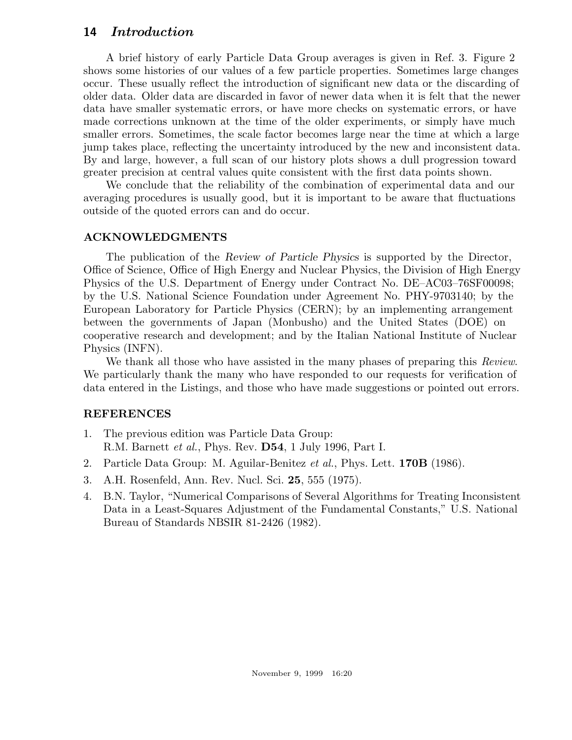A brief history of early Particle Data Group averages is given in Ref. 3. Figure 2 shows some histories of our values of a few particle properties. Sometimes large changes occur. These usually reflect the introduction of significant new data or the discarding of older data. Older data are discarded in favor of newer data when it is felt that the newer data have smaller systematic errors, or have more checks on systematic errors, or have made corrections unknown at the time of the older experiments, or simply have much smaller errors. Sometimes, the scale factor becomes large near the time at which a large jump takes place, reflecting the uncertainty introduced by the new and inconsistent data. By and large, however, a full scan of our history plots shows a dull progression toward greater precision at central values quite consistent with the first data points shown.

We conclude that the reliability of the combination of experimental data and our averaging procedures is usually good, but it is important to be aware that fluctuations outside of the quoted errors can and do occur.

## ACKNOWLEDGMENTS

The publication of the *Review of Particle Physics* is supported by the Director, Office of Science, Office of High Energy and Nuclear Physics, the Division of High Energy Physics of the U.S. Department of Energy under Contract No. DE–AC03–76SF00098; by the U.S. National Science Foundation under Agreement No. PHY-9703140; by the European Laboratory for Particle Physics (CERN); by an implementing arrangement between the governments of Japan (Monbusho) and the United States (DOE) on cooperative research and development; and by the Italian National Institute of Nuclear Physics (INFN).

We thank all those who have assisted in the many phases of preparing this *Review*. We particularly thank the many who have responded to our requests for verification of data entered in the Listings, and those who have made suggestions or pointed out errors.

## REFERENCES

1. The previous edition was Particle Data Group: R.M. Barnett *et al.*, Phys. Rev. **D54**, 1 July 1996, Part I.
2. Particle Data Group: M. Aguilar-Benitez *et al.*, Phys. Lett. **170B** (1986).
3. A.H. Rosenfeld, Ann. Rev. Nucl. Sci. **25**, 555 (1975).
4. B.N. Taylor, "Numerical Comparisons of Several Algorithms for Treating Inconsistent Data in a Least-Squares Adjustment of the Fundamental Constants," U.S. National Bureau of Standards NBSIR 81-2426 (1982).